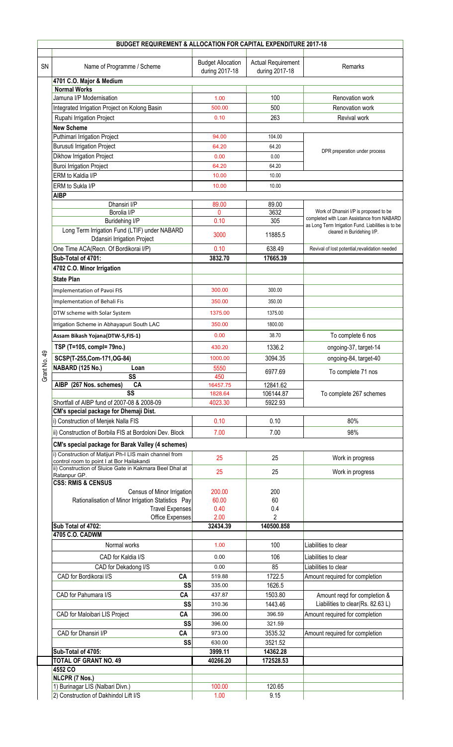## BUDGET REQUIREMENT & ALLOCATION FOR CAPITAL EXPENDITURE 2017-18

| SN | Name of Programme / Scheme | | Budget Allocation during 2017-18 | Actual Requirement during 2017-18 | Remarks |
|---|---|---|---|---|---|
| Grant No. 49 | **4701 C.O. Major & Medium** | | | | |
| | **Normal Works** | | | | |
| | Jamuna I/P Modernisation | | 1.00 | 100 | Renovation work |
| | Integrated Irrigation Project on Kolong Basin | | 500.00 | 500 | Renovation work |
| | Rupahi Irrigation Project | | 0.10 | 263 | Revival work |
| | **New Scheme** | | | | |
| | Puthimari Irrigation Project | | 94.00 | 104.00 | DPR preperation under process |
| | Burusuti Irrigation Project | | 64.20 | 64.20 | |
| | Dikhow Irrigation Project | | 0.00 | 0.00 | |
| | Buroi Irrigation Project | | 64.20 | 64.20 | |
| | ERM to Kaldia I/P | | 10.00 | 10.00 | |
| | ERM to Sukla I/P | | 10.00 | 10.00 | |
| | **AIBP** | | | | |
| | Dhansiri I/P | | 89.00 | 89.00 | Work of Dhansiri I/P is proposed to be completed with Loan Assistance from NABARD as Long Term Irrigation Fund. Liabilities is to be cleared in Buridehing I/P. |
| | Borolia I/P | | 0 | 3632 | |
| | Buridehing I/P | | 0.10 | 305 | |
| | Long Term Irrigation Fund (LTIF) under NABARD Ddansiri Irrigation Project | | 3000 | 11885.5 | |
| | One Time ACA(Recn. Of Bordikorai I/P) | | 0.10 | 638.49 | Revival of lost potential,revalidation needed |
| | **Sub-Total of 4701:** | | **3832.70** | **17665.39** | |
| | **4702 C.O. Minor Irrigation** | | | | |
| | **State Plan** | | | | |
| | Implementation of Pavoi FIS | | 300.00 | 300.00 | |
| | Implementation of Behali Fis | | 350.00 | 350.00 | |
| | DTW scheme with Solar System | | 1375.00 | 1375.00 | |
| | Irrigation Scheme in Abhayapuri South LAC | | 350.00 | 1800.00 | |
| | **Assam Bikash Yojana(DTW-5,FIS-1)** | | 0.00 | 38.70 | To complete 6 nos |
| | **TSP (T=105, compl= 79no.)** | | 430.20 | 1336.2 | ongoing-37, target-14 |
| | **SCSP(T-255,Com-171,OG-84)** | | 1000.00 | 3094.35 | ongoing-84, target-40 |
| | **NABARD (125 No.)** | **Loan** | 5550 | 6977.69 | To complete 71 nos |
| | | **SS** | 450 | | |
| | **AIBP (267 Nos. schemes)** | **CA** | 16457.75 | 12841.62 | To complete 267 schemes |
| | | **SS** | 1828.64 | 106144.87 | |
| | Shortfall of AIBP fund of 2007-08 & 2008-09 | | 4023.30 | 5922.93 | |
| | **CM's special package for Dhemaji Dist.** | | | | |
| | i) Construction of Menjek Nalla FIS | | 0.10 | 0.10 | 80% |
| | ii) Construction of Borbila FIS at Bordoloni Dev. Block | | 7.00 | 7.00 | 98% |
| | **CM's special package for Barak Valley (4 schemes)** | | | | |
| | i) Construction of Matijuri Ph-I LIS main channel from control room to point I at Bor Hailakandi | | 25 | 25 | Work in progress |
| | ii) Construction of Sluice Gate in Kakmara Beel Dhal at Ratanpur GP. | | 25 | 25 | Work in progress |
| | **CSS: RMIS & CENSUS** | | | | |
| | Census of Minor Irrigation | | 200.00 | 200 | |
| | Rationalisation of Minor Irrigation Statistics Pay | | 60.00 | 60 | |
| | Travel Expenses | | 0.40 | 0.4 | |
| | Office Expenses | | 2.00 | 2 | |
| | **Sub Total of 4702:** | | **32434.39** | **140500.858** | |
| | **4705 C.O. CADWM** | | | | |
| | Normal works | | 1.00 | 100 | Liabilities to clear |
| | CAD for Kaldia I/S | | 0.00 | 106 | Liabilities to clear |
| | CAD for Dekadong I/S | | 0.00 | 85 | Liabilities to clear |
| | CAD for Bordikorai I/S | **CA** | 519.88 | 1722.5 | Amount required for completion |
| | | **SS** | 335.00 | 1626.5 | |
| | CAD for Pahumara I/S | **CA** | 437.87 | 1503.80 | Amount reqd for completion & Liabilities to clear(Rs. 82.63 L) |
| | | **SS** | 310.36 | 1443.46 | |
| | CAD for Maloibari LIS Project | **CA** | 396.00 | 396.59 | Amount required for completion |
| | | **SS** | 396.00 | 321.59 | |
| | CAD for Dhansiri I/P | **CA** | 973.00 | 3535.32 | Amount required for completion |
| | | **SS** | 630.00 | 3521.52 | |
| | **Sub-Total of 4705:** | | **3999.11** | **14362.28** | |
| | **TOTAL OF GRANT NO. 49** | | **40266.20** | **172528.53** | |
| | **4552 CO** | | | | |
| | **NLCPR (7 Nos.)** | | | | |
| | 1) Burinagar LIS (Nalbari Divn.) | | 100.00 | 120.65 | |
| | 2) Construction of Dakhindol Lift I/S | | 1.00 | 9.15 | |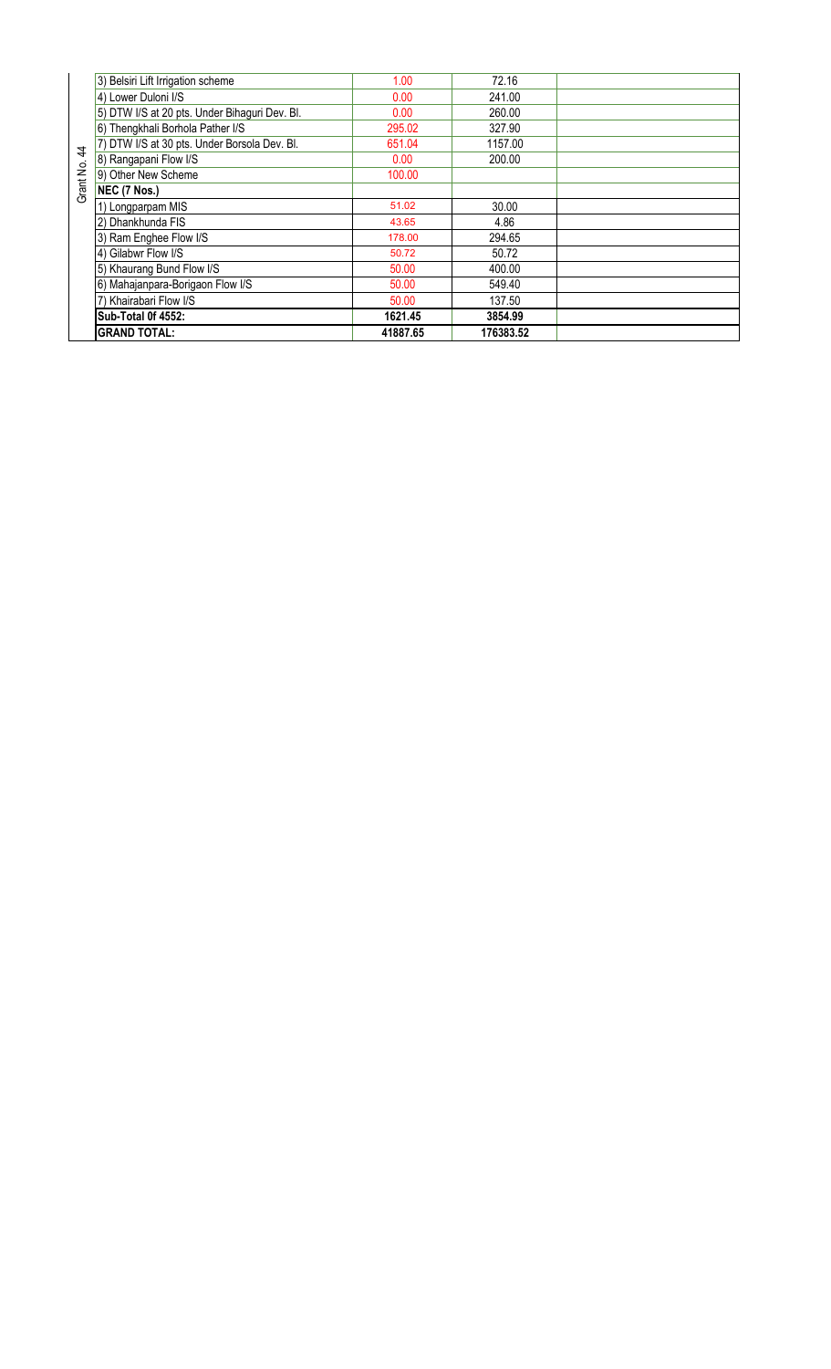| | | | | |
|---|---|---|---|---|
| Grant No. 44 | 3) Belsiri Lift Irrigation scheme | 1.00 | 72.16 | |
| | 4) Lower Duloni I/S | 0.00 | 241.00 | |
| | 5) DTW I/S at 20 pts. Under Bihaguri Dev. Bl. | 0.00 | 260.00 | |
| | 6) Thengkhali Borhola Pather I/S | 295.02 | 327.90 | |
| | 7) DTW I/S at 30 pts. Under Borsola Dev. Bl. | 651.04 | 1157.00 | |
| | 8) Rangapani Flow I/S | 0.00 | 200.00 | |
| | 9) Other New Scheme | 100.00 | | |
| | **NEC (7 Nos.)** | | | |
| | 1) Longparpam MIS | 51.02 | 30.00 | |
| | 2) Dhankhunda FIS | 43.65 | 4.86 | |
| | 3) Ram Enghee Flow I/S | 178.00 | 294.65 | |
| | 4) Gilabwr Flow I/S | 50.72 | 50.72 | |
| | 5) Khaurang Bund Flow I/S | 50.00 | 400.00 | |
| | 6) Mahajanpara-Borigaon Flow I/S | 50.00 | 549.40 | |
| | 7) Khairabari Flow I/S | 50.00 | 137.50 | |
| | **Sub-Total 0f 4552:** | **1621.45** | **3854.99** | |
| | **GRAND TOTAL:** | **41887.65** | **176383.52** | |